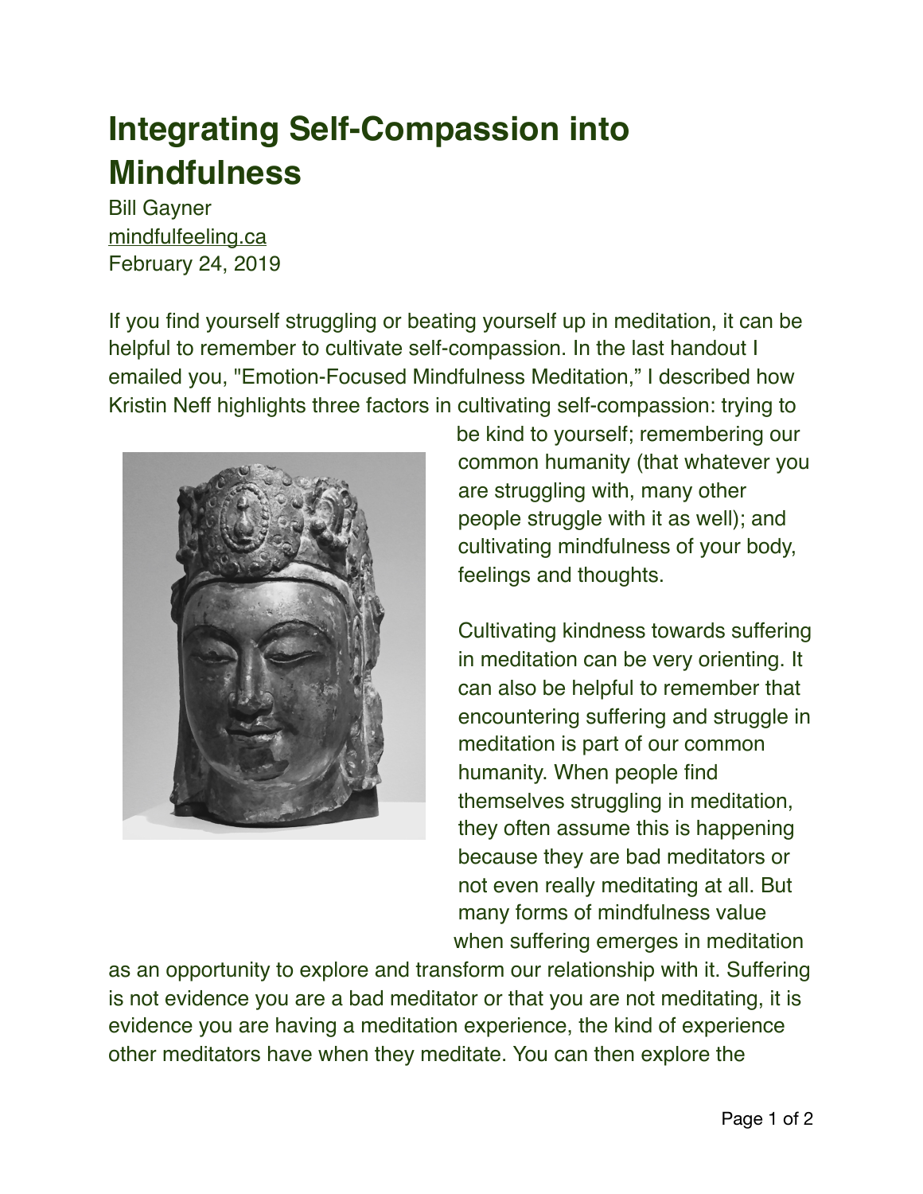# Integrating Self-Compassion into Mindfulness

Bill Gayner
mindfulfeeling.ca
February 24, 2019

If you find yourself struggling or beating yourself up in meditation, it can be helpful to remember to cultivate self-compassion. In the last handout I emailed you, "Emotion-Focused Mindfulness Meditation," I described how Kristin Neff highlights three factors in cultivating self-compassion: trying to be kind to yourself; remembering our common humanity (that whatever you are struggling with, many other people struggle with it as well); and cultivating mindfulness of your body, feelings and thoughts.

Cultivating kindness towards suffering in meditation can be very orienting. It can also be helpful to remember that encountering suffering and struggle in meditation is part of our common humanity. When people find themselves struggling in meditation, they often assume this is happening because they are bad meditators or not even really meditating at all. But many forms of mindfulness value when suffering emerges in meditation as an opportunity to explore and transform our relationship with it. Suffering is not evidence you are a bad meditator or that you are not meditating, it is evidence you are having a meditation experience, the kind of experience other meditators have when they meditate. You can then explore the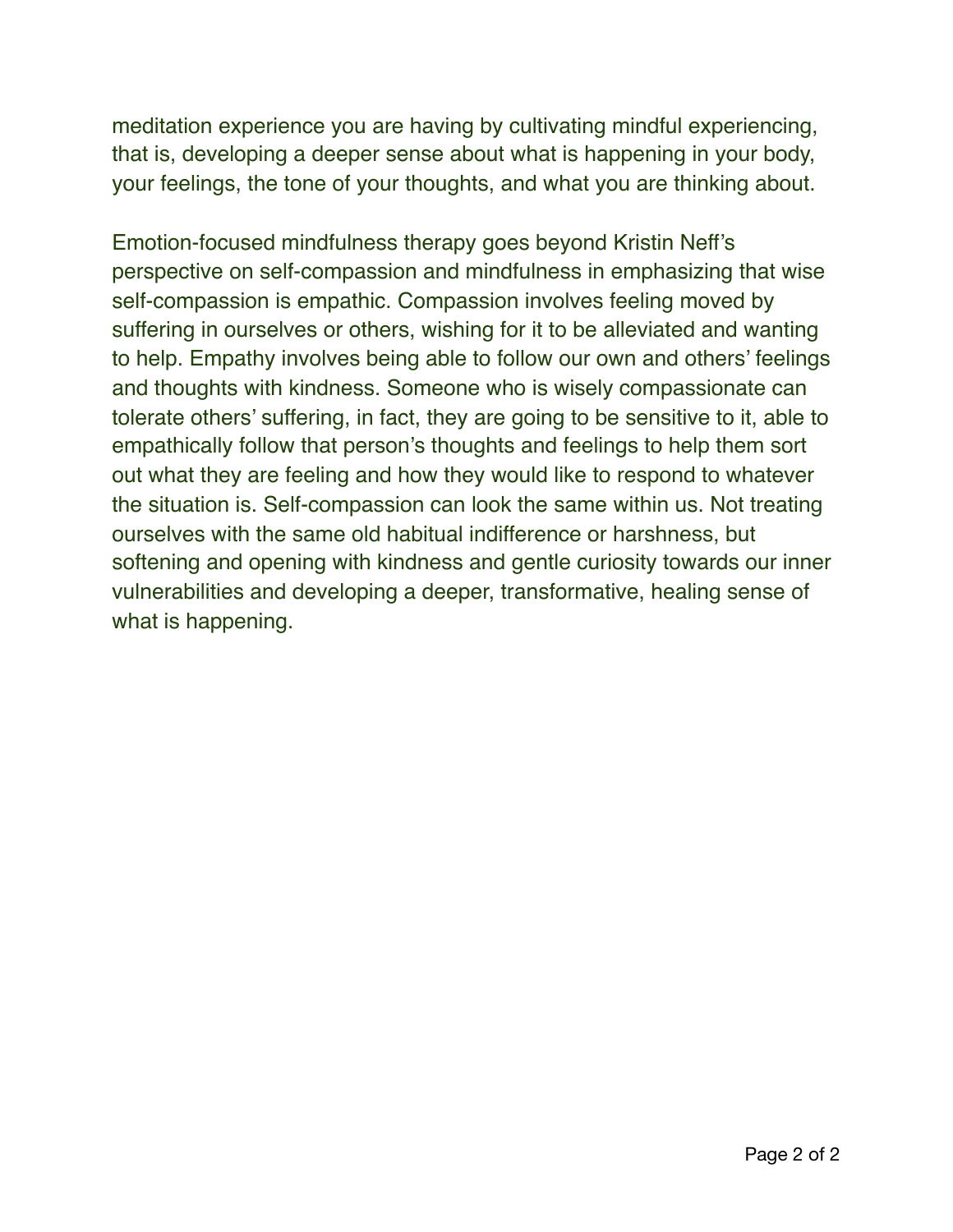meditation experience you are having by cultivating mindful experiencing, that is, developing a deeper sense about what is happening in your body, your feelings, the tone of your thoughts, and what you are thinking about.

Emotion-focused mindfulness therapy goes beyond Kristin Neff's perspective on self-compassion and mindfulness in emphasizing that wise self-compassion is empathic. Compassion involves feeling moved by suffering in ourselves or others, wishing for it to be alleviated and wanting to help. Empathy involves being able to follow our own and others' feelings and thoughts with kindness. Someone who is wisely compassionate can tolerate others' suffering, in fact, they are going to be sensitive to it, able to empathically follow that person's thoughts and feelings to help them sort out what they are feeling and how they would like to respond to whatever the situation is. Self-compassion can look the same within us. Not treating ourselves with the same old habitual indifference or harshness, but softening and opening with kindness and gentle curiosity towards our inner vulnerabilities and developing a deeper, transformative, healing sense of what is happening.